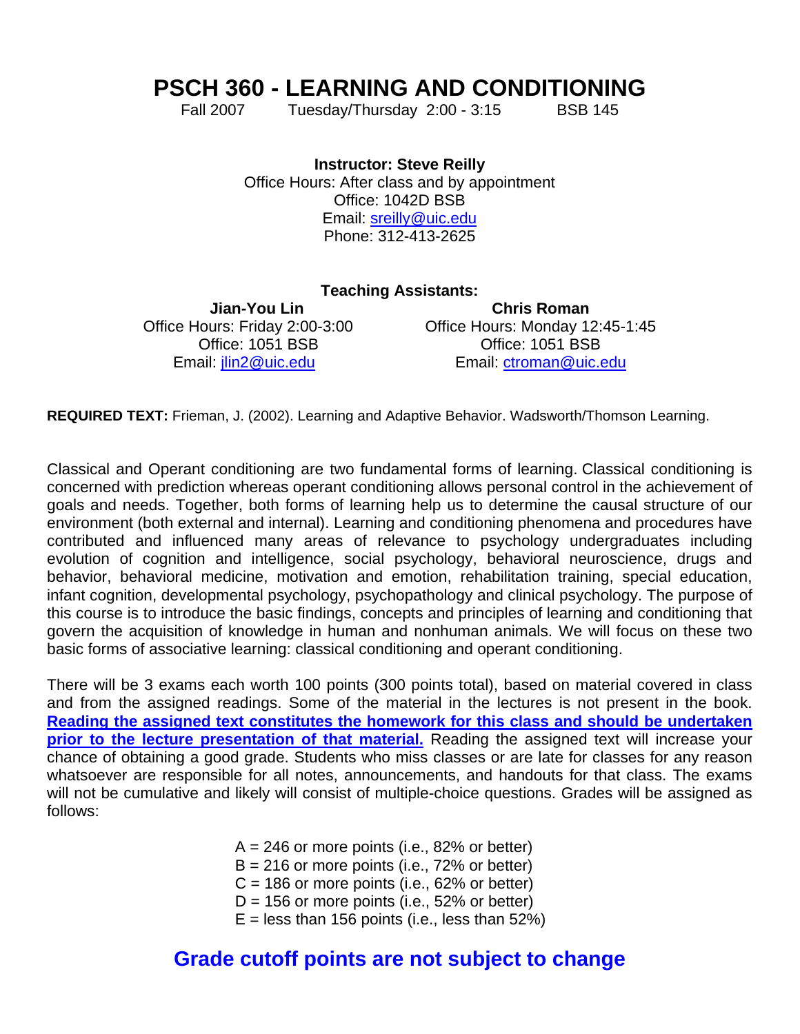# PSCH 360 - LEARNING AND CONDITIONING

Fall 2007 Tuesday/Thursday 2:00 - 3:15 BSB 145

**Instructor: Steve Reilly**
Office Hours: After class and by appointment
Office: 1042D BSB
Email: sreilly@uic.edu
Phone: 312-413-2625

**Teaching Assistants:**

**Jian-You Lin**
Office Hours: Friday 2:00-3:00
Office: 1051 BSB
Email: jlin2@uic.edu

**Chris Roman**
Office Hours: Monday 12:45-1:45
Office: 1051 BSB
Email: ctroman@uic.edu

**REQUIRED TEXT:** Frieman, J. (2002). Learning and Adaptive Behavior. Wadsworth/Thomson Learning.

Classical and Operant conditioning are two fundamental forms of learning. Classical conditioning is concerned with prediction whereas operant conditioning allows personal control in the achievement of goals and needs. Together, both forms of learning help us to determine the causal structure of our environment (both external and internal). Learning and conditioning phenomena and procedures have contributed and influenced many areas of relevance to psychology undergraduates including evolution of cognition and intelligence, social psychology, behavioral neuroscience, drugs and behavior, behavioral medicine, motivation and emotion, rehabilitation training, special education, infant cognition, developmental psychology, psychopathology and clinical psychology. The purpose of this course is to introduce the basic findings, concepts and principles of learning and conditioning that govern the acquisition of knowledge in human and nonhuman animals. We will focus on these two basic forms of associative learning: classical conditioning and operant conditioning.

There will be 3 exams each worth 100 points (300 points total), based on material covered in class and from the assigned readings. Some of the material in the lectures is not present in the book. **Reading the assigned text constitutes the homework for this class and should be undertaken prior to the lecture presentation of that material.** Reading the assigned text will increase your chance of obtaining a good grade. Students who miss classes or are late for classes for any reason whatsoever are responsible for all notes, announcements, and handouts for that class. The exams will not be cumulative and likely will consist of multiple-choice questions. Grades will be assigned as follows:

A = 246 or more points (i.e., 82% or better)
B = 216 or more points (i.e., 72% or better)
C = 186 or more points (i.e., 62% or better)
D = 156 or more points (i.e., 52% or better)
E = less than 156 points (i.e., less than 52%)

## Grade cutoff points are not subject to change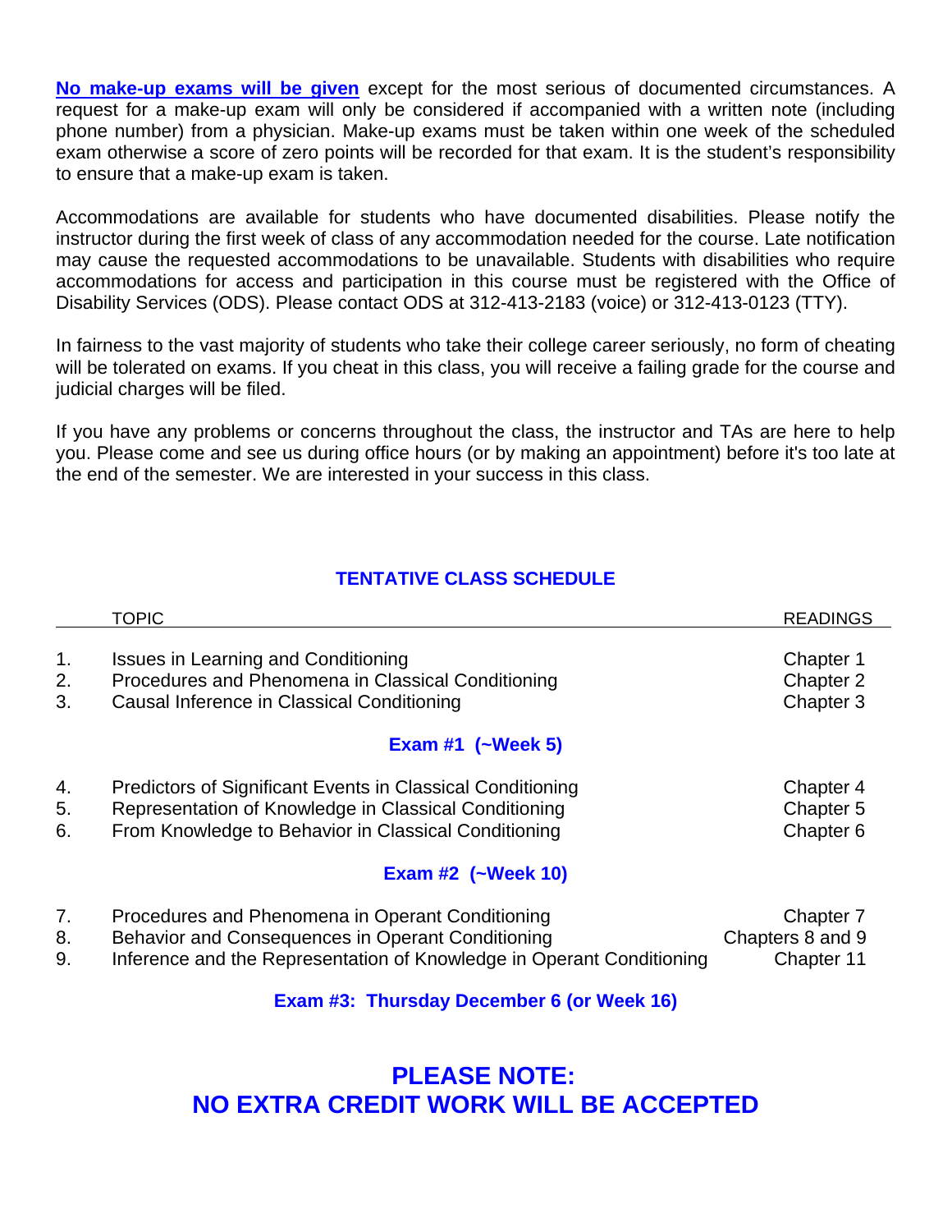**No make-up exams will be given** except for the most serious of documented circumstances. A request for a make-up exam will only be considered if accompanied with a written note (including phone number) from a physician. Make-up exams must be taken within one week of the scheduled exam otherwise a score of zero points will be recorded for that exam. It is the student's responsibility to ensure that a make-up exam is taken.

Accommodations are available for students who have documented disabilities. Please notify the instructor during the first week of class of any accommodation needed for the course. Late notification may cause the requested accommodations to be unavailable. Students with disabilities who require accommodations for access and participation in this course must be registered with the Office of Disability Services (ODS). Please contact ODS at 312-413-2183 (voice) or 312-413-0123 (TTY).

In fairness to the vast majority of students who take their college career seriously, no form of cheating will be tolerated on exams. If you cheat in this class, you will receive a failing grade for the course and judicial charges will be filed.

If you have any problems or concerns throughout the class, the instructor and TAs are here to help you. Please come and see us during office hours (or by making an appointment) before it's too late at the end of the semester. We are interested in your success in this class.

## TENTATIVE CLASS SCHEDULE

| | TOPIC | READINGS |
|---|---|---|
| 1. | Issues in Learning and Conditioning | Chapter 1 |
| 2. | Procedures and Phenomena in Classical Conditioning | Chapter 2 |
| 3. | Causal Inference in Classical Conditioning | Chapter 3 |
| | **Exam #1 (~Week 5)** | |
| 4. | Predictors of Significant Events in Classical Conditioning | Chapter 4 |
| 5. | Representation of Knowledge in Classical Conditioning | Chapter 5 |
| 6. | From Knowledge to Behavior in Classical Conditioning | Chapter 6 |
| | **Exam #2 (~Week 10)** | |
| 7. | Procedures and Phenomena in Operant Conditioning | Chapter 7 |
| 8. | Behavior and Consequences in Operant Conditioning | Chapters 8 and 9 |
| 9. | Inference and the Representation of Knowledge in Operant Conditioning | Chapter 11 |
| | **Exam #3: Thursday December 6 (or Week 16)** | |

## PLEASE NOTE:
## NO EXTRA CREDIT WORK WILL BE ACCEPTED